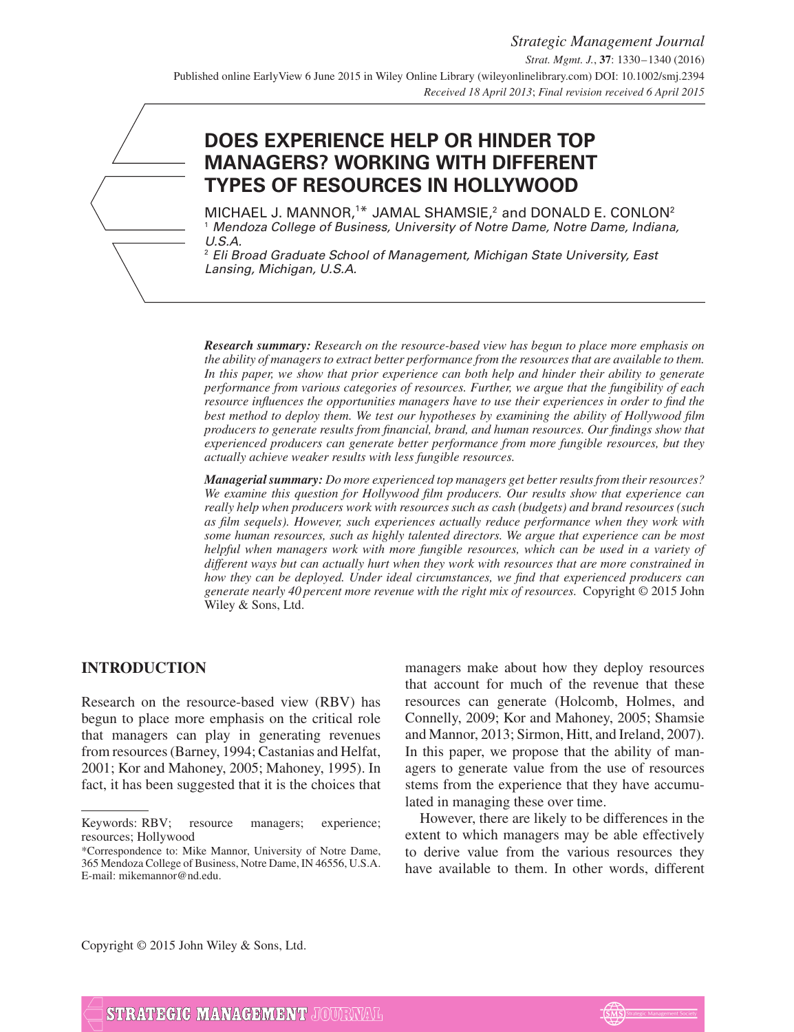# DOES EXPERIENCE HELP OR HINDER TOP MANAGERS? WORKING WITH DIFFERENT TYPES OF RESOURCES IN HOLLYWOOD

MICHAEL J. MANNOR,[1]* JAMAL SHAMSIE,[2] and DONALD E. CONLON[2]

[1] *Mendoza College of Business, University of Notre Dame, Notre Dame, Indiana, U.S.A.*

[2] *Eli Broad Graduate School of Management, Michigan State University, East Lansing, Michigan, U.S.A.*

***Research summary:*** *Research on the resource-based view has begun to place more emphasis on the ability of managers to extract better performance from the resources that are available to them. In this paper, we show that prior experience can both help and hinder their ability to generate performance from various categories of resources. Further, we argue that the fungibility of each resource influences the opportunities managers have to use their experiences in order to find the best method to deploy them. We test our hypotheses by examining the ability of Hollywood film producers to generate results from financial, brand, and human resources. Our findings show that experienced producers can generate better performance from more fungible resources, but they actually achieve weaker results with less fungible resources.*

***Managerial summary:*** *Do more experienced top managers get better results from their resources? We examine this question for Hollywood film producers. Our results show that experience can really help when producers work with resources such as cash (budgets) and brand resources (such as film sequels). However, such experiences actually reduce performance when they work with some human resources, such as highly talented directors. We argue that experience can be most helpful when managers work with more fungible resources, which can be used in a variety of different ways but can actually hurt when they work with resources that are more constrained in how they can be deployed. Under ideal circumstances, we find that experienced producers can generate nearly 40 percent more revenue with the right mix of resources.* Copyright © 2015 John Wiley & Sons, Ltd.

## INTRODUCTION

Research on the resource-based view (RBV) has begun to place more emphasis on the critical role that managers can play in generating revenues from resources (Barney, 1994; Castanias and Helfat, 2001; Kor and Mahoney, 2005; Mahoney, 1995). In fact, it has been suggested that it is the choices that managers make about how they deploy resources that account for much of the revenue that these resources can generate (Holcomb, Holmes, and Connelly, 2009; Kor and Mahoney, 2005; Shamsie and Mannor, 2013; Sirmon, Hitt, and Ireland, 2007). In this paper, we propose that the ability of managers to generate value from the use of resources stems from the experience that they have accumulated in managing these over time.

However, there are likely to be differences in the extent to which managers may be able effectively to derive value from the various resources they have available to them. In other words, different

---

Keywords: RBV; resource managers; experience; resources; Hollywood

*Correspondence to: Mike Mannor, University of Notre Dame, 365 Mendoza College of Business, Notre Dame, IN 46556, U.S.A. E-mail: mikemannor@nd.edu.

Copyright © 2015 John Wiley & Sons, Ltd.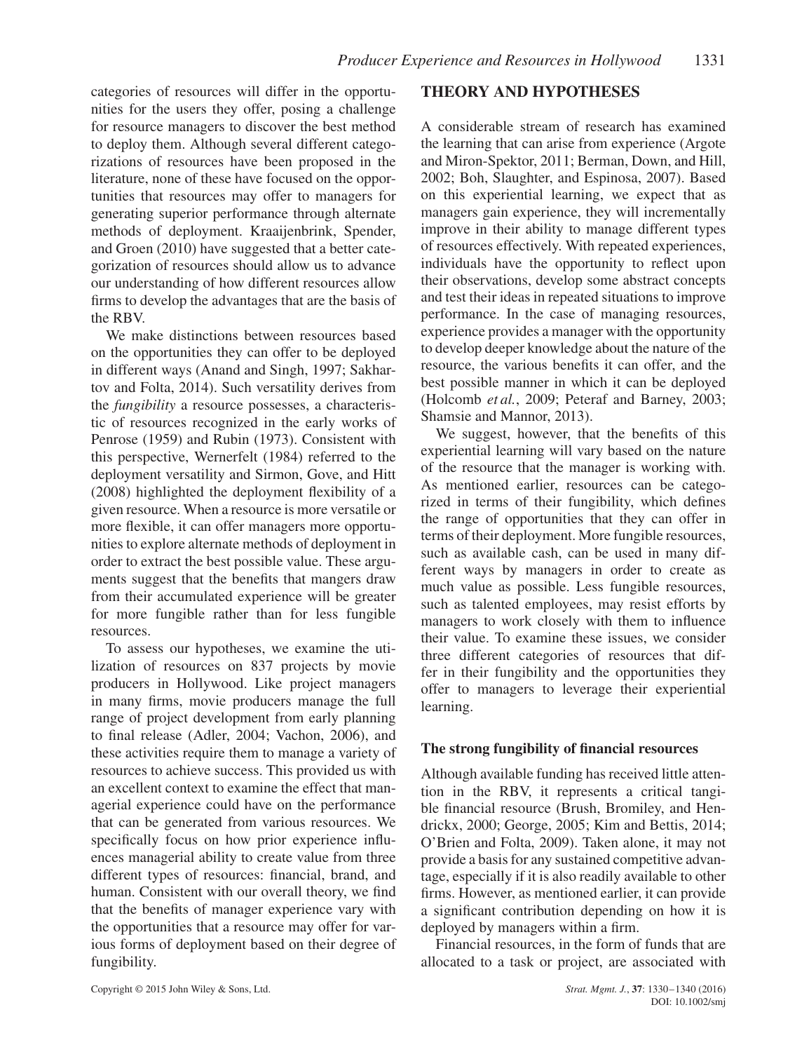categories of resources will differ in the opportunities for the users they offer, posing a challenge for resource managers to discover the best method to deploy them. Although several different categorizations of resources have been proposed in the literature, none of these have focused on the opportunities that resources may offer to managers for generating superior performance through alternate methods of deployment. Kraaijenbrink, Spender, and Groen (2010) have suggested that a better categorization of resources should allow us to advance our understanding of how different resources allow firms to develop the advantages that are the basis of the RBV.

We make distinctions between resources based on the opportunities they can offer to be deployed in different ways (Anand and Singh, 1997; Sakhartov and Folta, 2014). Such versatility derives from the *fungibility* a resource possesses, a characteristic of resources recognized in the early works of Penrose (1959) and Rubin (1973). Consistent with this perspective, Wernerfelt (1984) referred to the deployment versatility and Sirmon, Gove, and Hitt (2008) highlighted the deployment flexibility of a given resource. When a resource is more versatile or more flexible, it can offer managers more opportunities to explore alternate methods of deployment in order to extract the best possible value. These arguments suggest that the benefits that mangers draw from their accumulated experience will be greater for more fungible rather than for less fungible resources.

To assess our hypotheses, we examine the utilization of resources on 837 projects by movie producers in Hollywood. Like project managers in many firms, movie producers manage the full range of project development from early planning to final release (Adler, 2004; Vachon, 2006), and these activities require them to manage a variety of resources to achieve success. This provided us with an excellent context to examine the effect that managerial experience could have on the performance that can be generated from various resources. We specifically focus on how prior experience influences managerial ability to create value from three different types of resources: financial, brand, and human. Consistent with our overall theory, we find that the benefits of manager experience vary with the opportunities that a resource may offer for various forms of deployment based on their degree of fungibility.

## THEORY AND HYPOTHESES

A considerable stream of research has examined the learning that can arise from experience (Argote and Miron-Spektor, 2011; Berman, Down, and Hill, 2002; Boh, Slaughter, and Espinosa, 2007). Based on this experiential learning, we expect that as managers gain experience, they will incrementally improve in their ability to manage different types of resources effectively. With repeated experiences, individuals have the opportunity to reflect upon their observations, develop some abstract concepts and test their ideas in repeated situations to improve performance. In the case of managing resources, experience provides a manager with the opportunity to develop deeper knowledge about the nature of the resource, the various benefits it can offer, and the best possible manner in which it can be deployed (Holcomb *et al.*, 2009; Peteraf and Barney, 2003; Shamsie and Mannor, 2013).

We suggest, however, that the benefits of this experiential learning will vary based on the nature of the resource that the manager is working with. As mentioned earlier, resources can be categorized in terms of their fungibility, which defines the range of opportunities that they can offer in terms of their deployment. More fungible resources, such as available cash, can be used in many different ways by managers in order to create as much value as possible. Less fungible resources, such as talented employees, may resist efforts by managers to work closely with them to influence their value. To examine these issues, we consider three different categories of resources that differ in their fungibility and the opportunities they offer to managers to leverage their experiential learning.

### The strong fungibility of financial resources

Although available funding has received little attention in the RBV, it represents a critical tangible financial resource (Brush, Bromiley, and Hendrickx, 2000; George, 2005; Kim and Bettis, 2014; O'Brien and Folta, 2009). Taken alone, it may not provide a basis for any sustained competitive advantage, especially if it is also readily available to other firms. However, as mentioned earlier, it can provide a significant contribution depending on how it is deployed by managers within a firm.

Financial resources, in the form of funds that are allocated to a task or project, are associated with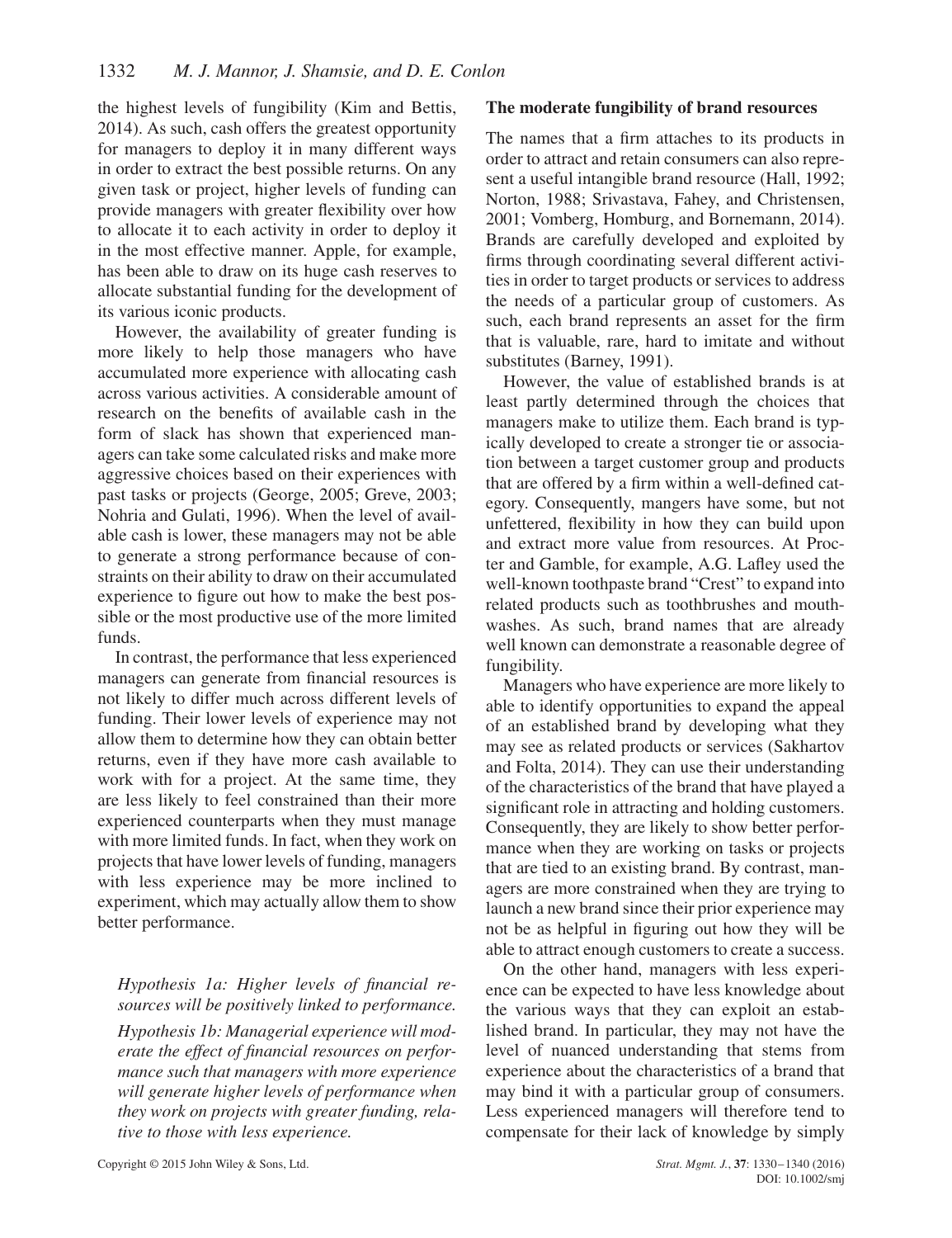the highest levels of fungibility (Kim and Bettis, 2014). As such, cash offers the greatest opportunity for managers to deploy it in many different ways in order to extract the best possible returns. On any given task or project, higher levels of funding can provide managers with greater flexibility over how to allocate it to each activity in order to deploy it in the most effective manner. Apple, for example, has been able to draw on its huge cash reserves to allocate substantial funding for the development of its various iconic products.

However, the availability of greater funding is more likely to help those managers who have accumulated more experience with allocating cash across various activities. A considerable amount of research on the benefits of available cash in the form of slack has shown that experienced managers can take some calculated risks and make more aggressive choices based on their experiences with past tasks or projects (George, 2005; Greve, 2003; Nohria and Gulati, 1996). When the level of available cash is lower, these managers may not be able to generate a strong performance because of constraints on their ability to draw on their accumulated experience to figure out how to make the best possible or the most productive use of the more limited funds.

In contrast, the performance that less experienced managers can generate from financial resources is not likely to differ much across different levels of funding. Their lower levels of experience may not allow them to determine how they can obtain better returns, even if they have more cash available to work with for a project. At the same time, they are less likely to feel constrained than their more experienced counterparts when they must manage with more limited funds. In fact, when they work on projects that have lower levels of funding, managers with less experience may be more inclined to experiment, which may actually allow them to show better performance.

*Hypothesis 1a: Higher levels of financial resources will be positively linked to performance.*

*Hypothesis 1b: Managerial experience will moderate the effect of financial resources on performance such that managers with more experience will generate higher levels of performance when they work on projects with greater funding, relative to those with less experience.*

**The moderate fungibility of brand resources**

The names that a firm attaches to its products in order to attract and retain consumers can also represent a useful intangible brand resource (Hall, 1992; Norton, 1988; Srivastava, Fahey, and Christensen, 2001; Vomberg, Homburg, and Bornemann, 2014). Brands are carefully developed and exploited by firms through coordinating several different activities in order to target products or services to address the needs of a particular group of customers. As such, each brand represents an asset for the firm that is valuable, rare, hard to imitate and without substitutes (Barney, 1991).

However, the value of established brands is at least partly determined through the choices that managers make to utilize them. Each brand is typically developed to create a stronger tie or association between a target customer group and products that are offered by a firm within a well-defined category. Consequently, mangers have some, but not unfettered, flexibility in how they can build upon and extract more value from resources. At Procter and Gamble, for example, A.G. Lafley used the well-known toothpaste brand "Crest" to expand into related products such as toothbrushes and mouthwashes. As such, brand names that are already well known can demonstrate a reasonable degree of fungibility.

Managers who have experience are more likely to able to identify opportunities to expand the appeal of an established brand by developing what they may see as related products or services (Sakhartov and Folta, 2014). They can use their understanding of the characteristics of the brand that have played a significant role in attracting and holding customers. Consequently, they are likely to show better performance when they are working on tasks or projects that are tied to an existing brand. By contrast, managers are more constrained when they are trying to launch a new brand since their prior experience may not be as helpful in figuring out how they will be able to attract enough customers to create a success.

On the other hand, managers with less experience can be expected to have less knowledge about the various ways that they can exploit an established brand. In particular, they may not have the level of nuanced understanding that stems from experience about the characteristics of a brand that may bind it with a particular group of consumers. Less experienced managers will therefore tend to compensate for their lack of knowledge by simply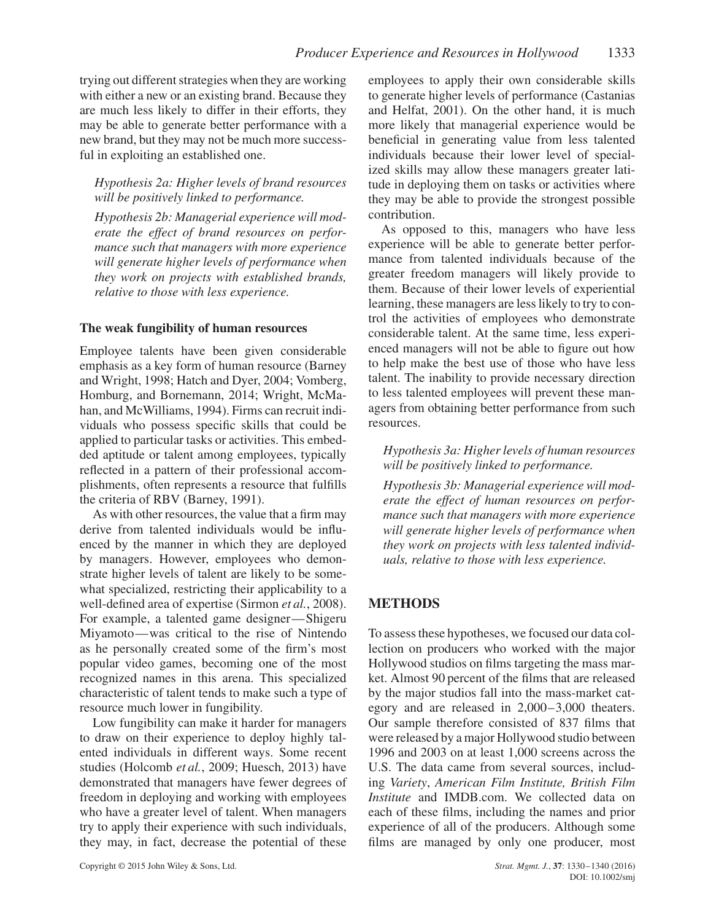trying out different strategies when they are working with either a new or an existing brand. Because they are much less likely to differ in their efforts, they may be able to generate better performance with a new brand, but they may not be much more successful in exploiting an established one.

*Hypothesis 2a: Higher levels of brand resources will be positively linked to performance.*

*Hypothesis 2b: Managerial experience will moderate the effect of brand resources on performance such that managers with more experience will generate higher levels of performance when they work on projects with established brands, relative to those with less experience.*

### The weak fungibility of human resources

Employee talents have been given considerable emphasis as a key form of human resource (Barney and Wright, 1998; Hatch and Dyer, 2004; Vomberg, Homburg, and Bornemann, 2014; Wright, McMahan, and McWilliams, 1994). Firms can recruit individuals who possess specific skills that could be applied to particular tasks or activities. This embedded aptitude or talent among employees, typically reflected in a pattern of their professional accomplishments, often represents a resource that fulfills the criteria of RBV (Barney, 1991).

As with other resources, the value that a firm may derive from talented individuals would be influenced by the manner in which they are deployed by managers. However, employees who demonstrate higher levels of talent are likely to be somewhat specialized, restricting their applicability to a well-defined area of expertise (Sirmon *et al.*, 2008). For example, a talented game designer—Shigeru Miyamoto—was critical to the rise of Nintendo as he personally created some of the firm's most popular video games, becoming one of the most recognized names in this arena. This specialized characteristic of talent tends to make such a type of resource much lower in fungibility.

Low fungibility can make it harder for managers to draw on their experience to deploy highly talented individuals in different ways. Some recent studies (Holcomb *et al.*, 2009; Huesch, 2013) have demonstrated that managers have fewer degrees of freedom in deploying and working with employees who have a greater level of talent. When managers try to apply their experience with such individuals, they may, in fact, decrease the potential of these employees to apply their own considerable skills to generate higher levels of performance (Castanias and Helfat, 2001). On the other hand, it is much more likely that managerial experience would be beneficial in generating value from less talented individuals because their lower level of specialized skills may allow these managers greater latitude in deploying them on tasks or activities where they may be able to provide the strongest possible contribution.

As opposed to this, managers who have less experience will be able to generate better performance from talented individuals because of the greater freedom managers will likely provide to them. Because of their lower levels of experiential learning, these managers are less likely to try to control the activities of employees who demonstrate considerable talent. At the same time, less experienced managers will not be able to figure out how to help make the best use of those who have less talent. The inability to provide necessary direction to less talented employees will prevent these managers from obtaining better performance from such resources.

*Hypothesis 3a: Higher levels of human resources will be positively linked to performance.*

*Hypothesis 3b: Managerial experience will moderate the effect of human resources on performance such that managers with more experience will generate higher levels of performance when they work on projects with less talented individuals, relative to those with less experience.*

## METHODS

To assess these hypotheses, we focused our data collection on producers who worked with the major Hollywood studios on films targeting the mass market. Almost 90 percent of the films that are released by the major studios fall into the mass-market category and are released in 2,000–3,000 theaters. Our sample therefore consisted of 837 films that were released by a major Hollywood studio between 1996 and 2003 on at least 1,000 screens across the U.S. The data came from several sources, including *Variety*, *American Film Institute, British Film Institute* and IMDB.com. We collected data on each of these films, including the names and prior experience of all of the producers. Although some films are managed by only one producer, most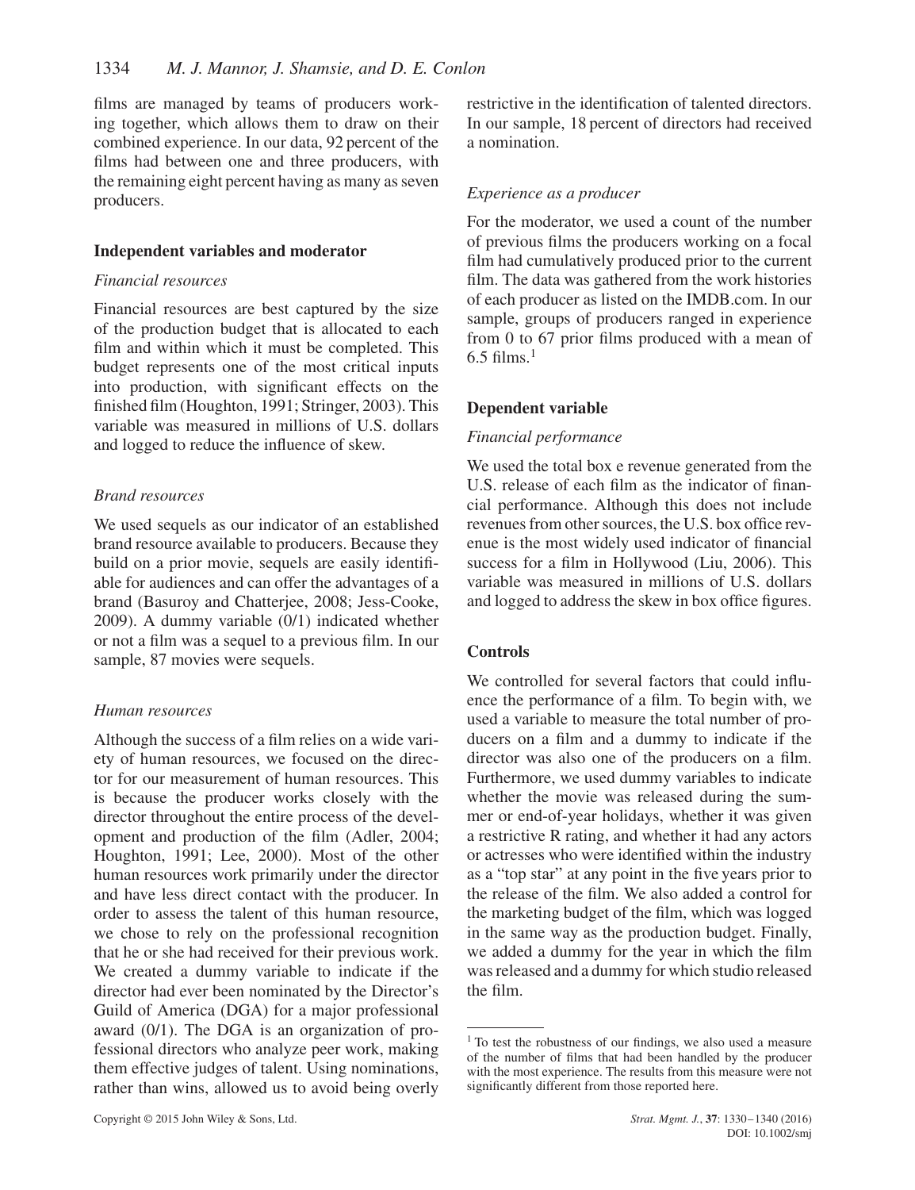films are managed by teams of producers working together, which allows them to draw on their combined experience. In our data, 92 percent of the films had between one and three producers, with the remaining eight percent having as many as seven producers.

### Independent variables and moderator

#### *Financial resources*

Financial resources are best captured by the size of the production budget that is allocated to each film and within which it must be completed. This budget represents one of the most critical inputs into production, with significant effects on the finished film (Houghton, 1991; Stringer, 2003). This variable was measured in millions of U.S. dollars and logged to reduce the influence of skew.

#### *Brand resources*

We used sequels as our indicator of an established brand resource available to producers. Because they build on a prior movie, sequels are easily identifiable for audiences and can offer the advantages of a brand (Basuroy and Chatterjee, 2008; Jess-Cooke, 2009). A dummy variable (0/1) indicated whether or not a film was a sequel to a previous film. In our sample, 87 movies were sequels.

#### *Human resources*

Although the success of a film relies on a wide variety of human resources, we focused on the director for our measurement of human resources. This is because the producer works closely with the director throughout the entire process of the development and production of the film (Adler, 2004; Houghton, 1991; Lee, 2000). Most of the other human resources work primarily under the director and have less direct contact with the producer. In order to assess the talent of this human resource, we chose to rely on the professional recognition that he or she had received for their previous work. We created a dummy variable to indicate if the director had ever been nominated by the Director's Guild of America (DGA) for a major professional award (0/1). The DGA is an organization of professional directors who analyze peer work, making them effective judges of talent. Using nominations, rather than wins, allowed us to avoid being overly restrictive in the identification of talented directors. In our sample, 18 percent of directors had received a nomination.

#### *Experience as a producer*

For the moderator, we used a count of the number of previous films the producers working on a focal film had cumulatively produced prior to the current film. The data was gathered from the work histories of each producer as listed on the IMDB.com. In our sample, groups of producers ranged in experience from 0 to 67 prior films produced with a mean of 6.5 films.[1]

### Dependent variable

#### *Financial performance*

We used the total box e revenue generated from the U.S. release of each film as the indicator of financial performance. Although this does not include revenues from other sources, the U.S. box office revenue is the most widely used indicator of financial success for a film in Hollywood (Liu, 2006). This variable was measured in millions of U.S. dollars and logged to address the skew in box office figures.

### Controls

We controlled for several factors that could influence the performance of a film. To begin with, we used a variable to measure the total number of producers on a film and a dummy to indicate if the director was also one of the producers on a film. Furthermore, we used dummy variables to indicate whether the movie was released during the summer or end-of-year holidays, whether it was given a restrictive R rating, and whether it had any actors or actresses who were identified within the industry as a "top star" at any point in the five years prior to the release of the film. We also added a control for the marketing budget of the film, which was logged in the same way as the production budget. Finally, we added a dummy for the year in which the film was released and a dummy for which studio released the film.

[1] To test the robustness of our findings, we also used a measure of the number of films that had been handled by the producer with the most experience. The results from this measure were not significantly different from those reported here.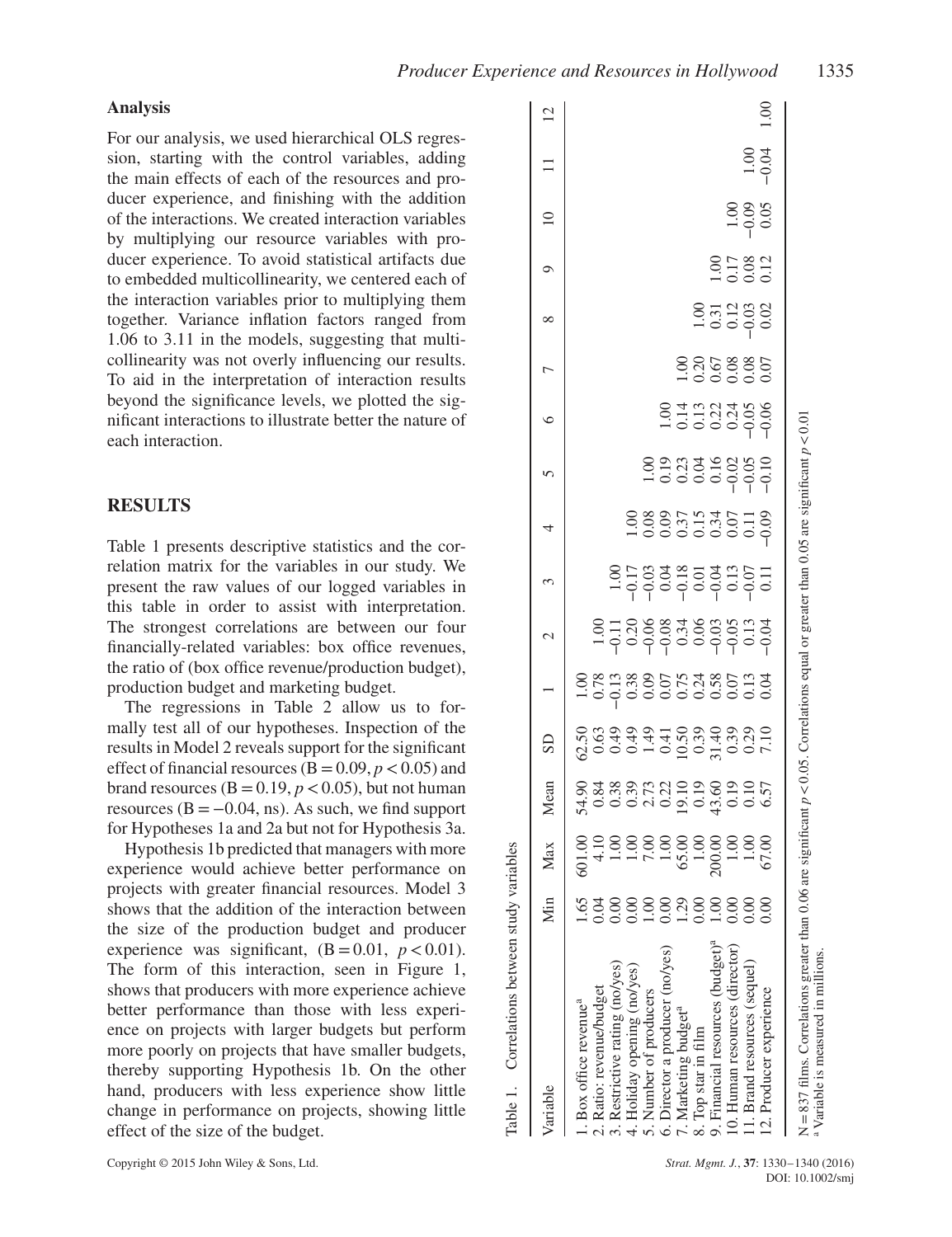## Analysis

For our analysis, we used hierarchical OLS regression, starting with the control variables, adding the main effects of each of the resources and producer experience, and finishing with the addition of the interactions. We created interaction variables by multiplying our resource variables with producer experience. To avoid statistical artifacts due to embedded multicollinearity, we centered each of the interaction variables prior to multiplying them together. Variance inflation factors ranged from 1.06 to 3.11 in the models, suggesting that multicollinearity was not overly influencing our results. To aid in the interpretation of interaction results beyond the significance levels, we plotted the significant interactions to illustrate better the nature of each interaction.

## RESULTS

Table 1 presents descriptive statistics and the correlation matrix for the variables in our study. We present the raw values of our logged variables in this table in order to assist with interpretation. The strongest correlations are between our four financially-related variables: box office revenues, the ratio of (box office revenue/production budget), production budget and marketing budget.

The regressions in Table 2 allow us to formally test all of our hypotheses. Inspection of the results in Model 2 reveals support for the significant effect of financial resources (B = 0.09, $p < 0.05$) and brand resources (B = 0.19, $p < 0.05$), but not human resources (B = −0.04, ns). As such, we find support for Hypotheses 1a and 2a but not for Hypothesis 3a.

Hypothesis 1b predicted that managers with more experience would achieve better performance on projects with greater financial resources. Model 3 shows that the addition of the interaction between the size of the production budget and producer experience was significant, (B = 0.01, $p < 0.01$). The form of this interaction, seen in Figure 1, shows that producers with more experience achieve better performance than those with less experience on projects with larger budgets but perform more poorly on projects that have smaller budgets, thereby supporting Hypothesis 1b. On the other hand, producers with less experience show little change in performance on projects, showing little effect of the size of the budget.

Table 1. Correlations between study variables

| Variable | Min | Max | Mean | SD | 1 | 2 | 3 | 4 | 5 | 6 | 7 | 8 | 9 | 10 | 11 | 12 |
|---|---|---|---|---|---|---|---|---|---|---|---|---|---|---|---|---|
| 1. Box office revenue[a] | 1.65 | 601.00 | 54.90 | 62.50 | 1.00 | | | | | | | | | | | |
| 2. Ratio: revenue/budget | 0.04 | 4.10 | 0.84 | 0.63 | 0.78 | 1.00 | | | | | | | | | | |
| 3. Restrictive rating (no/yes) | 0.00 | 1.00 | 0.38 | 0.49 | −0.13 | −0.11 | 1.00 | | | | | | | | | |
| 4. Holiday opening (no/yes) | 0.00 | 1.00 | 0.39 | 0.49 | 0.38 | 0.20 | −0.17 | 1.00 | | | | | | | | |
| 5. Number of producers | 1.00 | 7.00 | 2.73 | 1.49 | 0.09 | −0.06 | −0.03 | 0.08 | 1.00 | | | | | | | |
| 6. Director a producer (no/yes) | 0.00 | 1.00 | 0.22 | 0.41 | 0.07 | −0.08 | 0.04 | 0.09 | 0.19 | 1.00 | | | | | | |
| 7. Marketing budget[a] | 1.29 | 65.00 | 19.10 | 10.50 | 0.75 | 0.34 | −0.18 | 0.37 | 0.23 | 0.14 | 1.00 | | | | | |
| 8. Top star in film | 0.00 | 1.00 | 0.19 | 0.39 | 0.24 | 0.06 | 0.01 | 0.15 | 0.04 | 0.13 | 0.20 | 1.00 | | | | |
| 9. Financial resources (budget)[a] | 1.00 | 200.00 | 43.60 | 31.40 | 0.58 | −0.03 | −0.04 | 0.34 | 0.16 | 0.22 | 0.67 | 0.31 | 1.00 | | | |
| 10. Human resources (director) | 0.00 | 1.00 | 0.19 | 0.39 | 0.07 | −0.05 | 0.13 | 0.07 | −0.02 | 0.24 | 0.08 | 0.12 | 0.17 | 1.00 | | |
| 11. Brand resources (sequel) | 0.00 | 1.00 | 0.10 | 0.29 | 0.13 | 0.13 | −0.07 | 0.11 | −0.05 | −0.05 | 0.08 | −0.03 | 0.08 | −0.09 | 1.00 | |
| 12. Producer experience | 0.00 | 67.00 | 6.57 | 7.10 | 0.04 | −0.04 | 0.11 | −0.09 | −0.10 | −0.06 | 0.07 | 0.02 | 0.12 | 0.05 | −0.04 | 1.00 |

N = 837 films. Correlations greater than 0.06 are significant $p < 0.05$. Correlations equal or greater than 0.05 are significant $p < 0.01$
[a] Variable is measured in millions.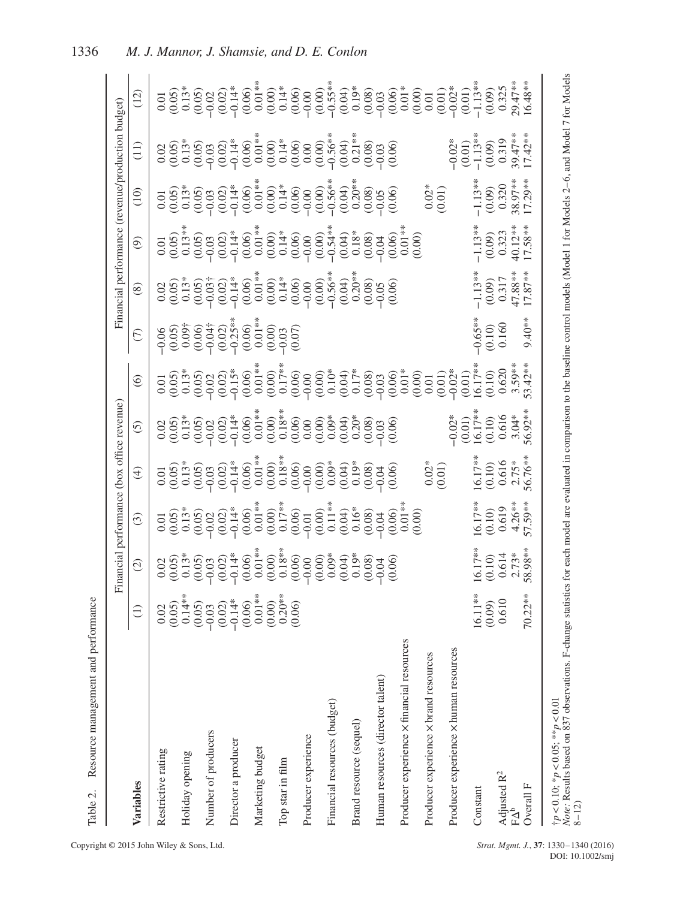Table 2. Resource management and performance

| Variables | Financial performance (box office revenue) | | | | | | Financial performance (revenue/production budget) | | | | | |
|---|---|---|---|---|---|---|---|---|---|---|---|---|
| | (1) | (2) | (3) | (4) | (5) | (6) | (7) | (8) | (9) | (10) | (11) | (12) |
| Restrictive rating | 0.02 | 0.02 | 0.01 | 0.01 | 0.02 | 0.01 | −0.06 | 0.02 | 0.01 | 0.01 | 0.02 | 0.01 |
| | (0.05) | (0.05) | (0.05) | (0.05) | (0.05) | (0.05) | (0.05) | (0.05) | (0.05) | (0.05) | (0.05) | (0.05) |
| Holiday opening | 0.14** | 0.13* | 0.13* | 0.13* | 0.13* | 0.13* | 0.09† | 0.13* | 0.13** | 0.13* | 0.13* | 0.13* |
| | (0.05) | (0.05) | (0.05) | (0.05) | (0.05) | (0.05) | (0.06) | (0.05) | (0.05) | (0.05) | (0.05) | (0.05) |
| Number of producers | −0.03 | −0.03 | −0.02 | −0.03 | −0.02 | −0.02 | −0.04† | −0.03† | −0.03 | −0.03 | −0.03 | −0.02 |
| | (0.02) | (0.02) | (0.02) | (0.02) | (0.02) | (0.02) | (0.02) | (0.02) | (0.02) | (0.02) | (0.02) | (0.02) |
| Director a producer | −0.14* | −0.14* | −0.14* | −0.14* | −0.14* | −0.15* | −0.25** | −0.14* | −0.14* | −0.14* | −0.14* | −0.14* |
| | (0.06) | (0.06) | (0.06) | (0.06) | (0.06) | (0.06) | (0.06) | (0.06) | (0.06) | (0.06) | (0.06) | (0.06) |
| Marketing budget | 0.01** | 0.01** | 0.01** | 0.01** | 0.01** | 0.01** | 0.01** | 0.01** | 0.01** | 0.01** | 0.01** | 0.01** |
| | (0.00) | (0.00) | (0.00) | (0.00) | (0.00) | (0.00) | (0.00) | (0.00) | (0.00) | (0.00) | (0.00) | (0.00) |
| Top star in film | 0.20** | 0.18** | 0.17** | 0.18** | 0.18** | 0.17** | −0.03 | 0.14* | 0.14* | 0.14* | 0.14* | 0.14* |
| | (0.06) | (0.06) | (0.06) | (0.06) | (0.06) | (0.06) | (0.07) | (0.06) | (0.06) | (0.06) | (0.06) | (0.06) |
| Producer experience | | −0.00 | −0.01 | −0.00 | 0.00 | −0.00 | | −0.00 | −0.00 | −0.00 | 0.00 | −0.00 |
| | | (0.00) | (0.00) | (0.00) | (0.00) | (0.00) | | (0.00) | (0.00) | (0.00) | (0.00) | (0.00) |
| Financial resources (budget) | | 0.09* | 0.11** | 0.09* | 0.09* | 0.10* | | −0.56** | −0.54** | −0.56** | −0.56** | −0.55** |
| | | (0.04) | (0.04) | (0.04) | (0.04) | (0.04) | | (0.04) | (0.04) | (0.04) | (0.04) | (0.04) |
| Brand resource (sequel) | | 0.19* | 0.16* | 0.19* | 0.20* | 0.17* | | 0.20** | 0.18* | 0.20** | 0.21** | 0.19* |
| | | (0.08) | (0.08) | (0.08) | (0.08) | (0.08) | | (0.08) | (0.08) | (0.08) | (0.08) | (0.08) |
| Human resources (director talent) | | −0.04 | −0.04 | −0.04 | −0.03 | −0.03 | | −0.05 | −0.04 | −0.05 | −0.03 | −0.03 |
| | | (0.06) | (0.06) | (0.06) | (0.06) | (0.06) | | (0.06) | (0.06) | (0.06) | (0.06) | (0.06) |
| Producer experience × financial resources | | | 0.01** | | | 0.01* | | | 0.01** | | | 0.01* |
| | | | (0.00) | | | (0.00) | | | (0.00) | | | (0.00) |
| Producer experience × brand resources | | | | 0.02* | | 0.01 | | | | 0.02* | | 0.01 |
| | | | | (0.01) | | (0.01) | | | | (0.01) | | (0.01) |
| Producer experience × human resources | | | | | −0.02* | −0.02* | | | | | −0.02* | −0.02* |
| | | | | | (0.01) | (0.01) | | | | | (0.01) | (0.01) |
| Constant | 16.11** | 16.17** | 16.17** | 16.17** | 16.17** | 16.17** | −0.65** | −1.13** | −1.13** | −1.13** | −1.13** | −1.13** |
| | (0.09) | (0.10) | (0.10) | (0.10) | (0.10) | (0.10) | (0.10) | (0.09) | (0.09) | (0.09) | (0.09) | (0.09) |
| Adjusted $R^2$ | 0.610 | 0.614 | 0.619 | 0.616 | 0.616 | 0.620 | 0.160 | 0.317 | 0.323 | 0.320 | 0.319 | 0.325 |
| $F\Delta^b$ | | 2.73* | 4.26** | 2.75* | 3.04* | 3.59** | | 47.88** | 40.12** | 38.97** | 39.47** | 29.47** |
| Overall F | 70.22** | 58.98** | 57.59** | 56.76** | 56.92** | 53.42** | 9.40** | 17.87** | 17.58** | 17.29** | 17.42** | 16.48** |

†$p < 0.10$; *$p < 0.05$; **$p < 0.01$

*Note*: Results based on 837 observations. F-change statistics for each model are evaluated in comparison to the baseline control models (Model 1 for Models 2–6, and Model 7 for Models 8–12)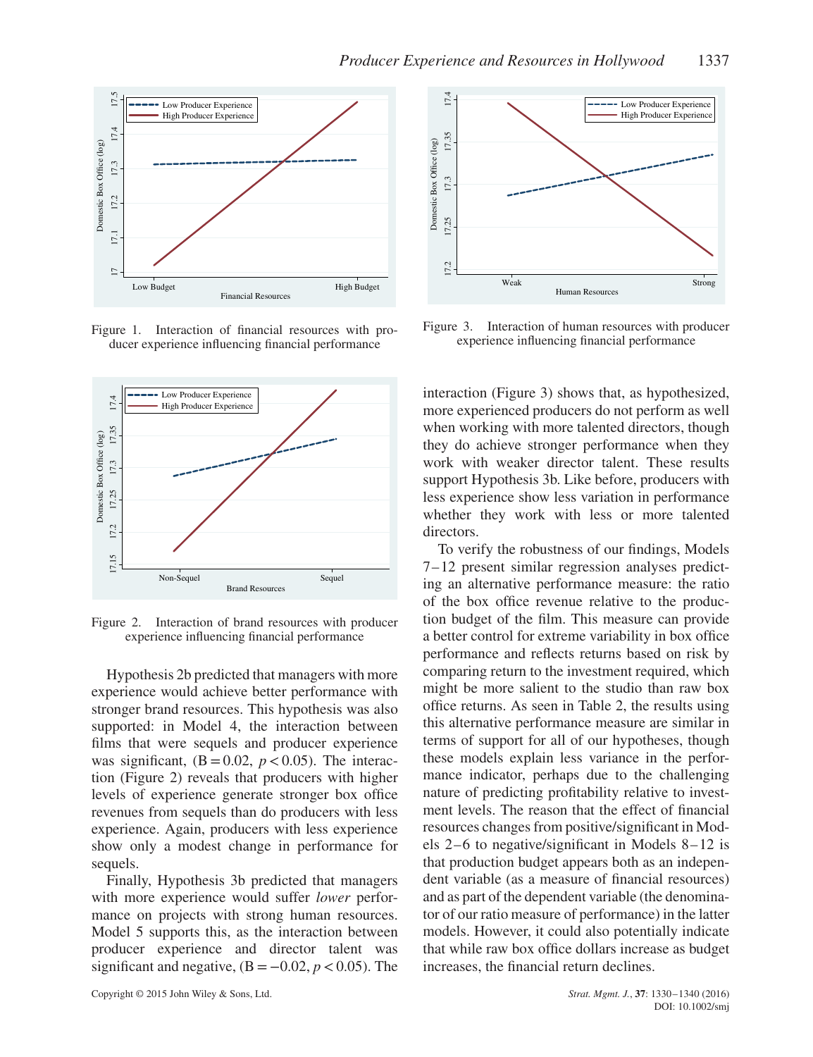Figure 1. Interaction of financial resources with producer experience influencing financial performance

Figure 2. Interaction of brand resources with producer experience influencing financial performance

Hypothesis 2b predicted that managers with more experience would achieve better performance with stronger brand resources. This hypothesis was also supported: in Model 4, the interaction between films that were sequels and producer experience was significant, (B = 0.02, $p < 0.05$). The interaction (Figure 2) reveals that producers with higher levels of experience generate stronger box office revenues from sequels than do producers with less experience. Again, producers with less experience show only a modest change in performance for sequels.

Finally, Hypothesis 3b predicted that managers with more experience would suffer *lower* performance on projects with strong human resources. Model 5 supports this, as the interaction between producer experience and director talent was significant and negative, (B = −0.02, $p < 0.05$). The interaction (Figure 3) shows that, as hypothesized, more experienced producers do not perform as well when working with more talented directors, though they do achieve stronger performance when they work with weaker director talent. These results support Hypothesis 3b. Like before, producers with less experience show less variation in performance whether they work with less or more talented directors.

Figure 3. Interaction of human resources with producer experience influencing financial performance

To verify the robustness of our findings, Models 7–12 present similar regression analyses predicting an alternative performance measure: the ratio of the box office revenue relative to the production budget of the film. This measure can provide a better control for extreme variability in box office performance and reflects returns based on risk by comparing return to the investment required, which might be more salient to the studio than raw box office returns. As seen in Table 2, the results using this alternative performance measure are similar in terms of support for all of our hypotheses, though these models explain less variance in the performance indicator, perhaps due to the challenging nature of predicting profitability relative to investment levels. The reason that the effect of financial resources changes from positive/significant in Models 2–6 to negative/significant in Models 8–12 is that production budget appears both as an independent variable (as a measure of financial resources) and as part of the dependent variable (the denominator of our ratio measure of performance) in the latter models. However, it could also potentially indicate that while raw box office dollars increase as budget increases, the financial return declines.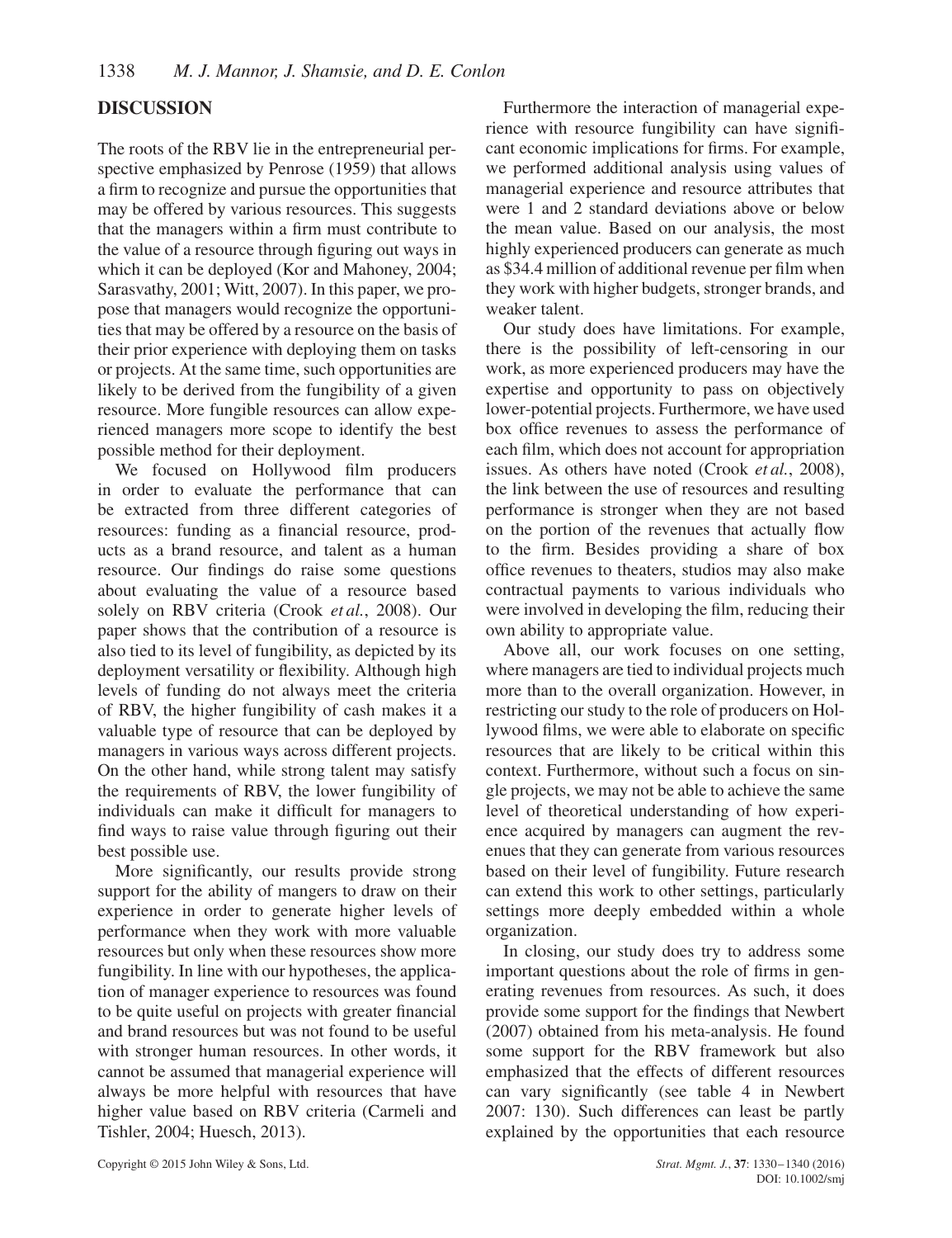## DISCUSSION

The roots of the RBV lie in the entrepreneurial perspective emphasized by Penrose (1959) that allows a firm to recognize and pursue the opportunities that may be offered by various resources. This suggests that the managers within a firm must contribute to the value of a resource through figuring out ways in which it can be deployed (Kor and Mahoney, 2004; Sarasvathy, 2001; Witt, 2007). In this paper, we propose that managers would recognize the opportunities that may be offered by a resource on the basis of their prior experience with deploying them on tasks or projects. At the same time, such opportunities are likely to be derived from the fungibility of a given resource. More fungible resources can allow experienced managers more scope to identify the best possible method for their deployment.

We focused on Hollywood film producers in order to evaluate the performance that can be extracted from three different categories of resources: funding as a financial resource, products as a brand resource, and talent as a human resource. Our findings do raise some questions about evaluating the value of a resource based solely on RBV criteria (Crook *et al.*, 2008). Our paper shows that the contribution of a resource is also tied to its level of fungibility, as depicted by its deployment versatility or flexibility. Although high levels of funding do not always meet the criteria of RBV, the higher fungibility of cash makes it a valuable type of resource that can be deployed by managers in various ways across different projects. On the other hand, while strong talent may satisfy the requirements of RBV, the lower fungibility of individuals can make it difficult for managers to find ways to raise value through figuring out their best possible use.

More significantly, our results provide strong support for the ability of mangers to draw on their experience in order to generate higher levels of performance when they work with more valuable resources but only when these resources show more fungibility. In line with our hypotheses, the application of manager experience to resources was found to be quite useful on projects with greater financial and brand resources but was not found to be useful with stronger human resources. In other words, it cannot be assumed that managerial experience will always be more helpful with resources that have higher value based on RBV criteria (Carmeli and Tishler, 2004; Huesch, 2013).

Furthermore the interaction of managerial experience with resource fungibility can have significant economic implications for firms. For example, we performed additional analysis using values of managerial experience and resource attributes that were 1 and 2 standard deviations above or below the mean value. Based on our analysis, the most highly experienced producers can generate as much as $34.4 million of additional revenue per film when they work with higher budgets, stronger brands, and weaker talent.

Our study does have limitations. For example, there is the possibility of left-censoring in our work, as more experienced producers may have the expertise and opportunity to pass on objectively lower-potential projects. Furthermore, we have used box office revenues to assess the performance of each film, which does not account for appropriation issues. As others have noted (Crook *et al.*, 2008), the link between the use of resources and resulting performance is stronger when they are not based on the portion of the revenues that actually flow to the firm. Besides providing a share of box office revenues to theaters, studios may also make contractual payments to various individuals who were involved in developing the film, reducing their own ability to appropriate value.

Above all, our work focuses on one setting, where managers are tied to individual projects much more than to the overall organization. However, in restricting our study to the role of producers on Hollywood films, we were able to elaborate on specific resources that are likely to be critical within this context. Furthermore, without such a focus on single projects, we may not be able to achieve the same level of theoretical understanding of how experience acquired by managers can augment the revenues that they can generate from various resources based on their level of fungibility. Future research can extend this work to other settings, particularly settings more deeply embedded within a whole organization.

In closing, our study does try to address some important questions about the role of firms in generating revenues from resources. As such, it does provide some support for the findings that Newbert (2007) obtained from his meta-analysis. He found some support for the RBV framework but also emphasized that the effects of different resources can vary significantly (see table 4 in Newbert 2007: 130). Such differences can least be partly explained by the opportunities that each resource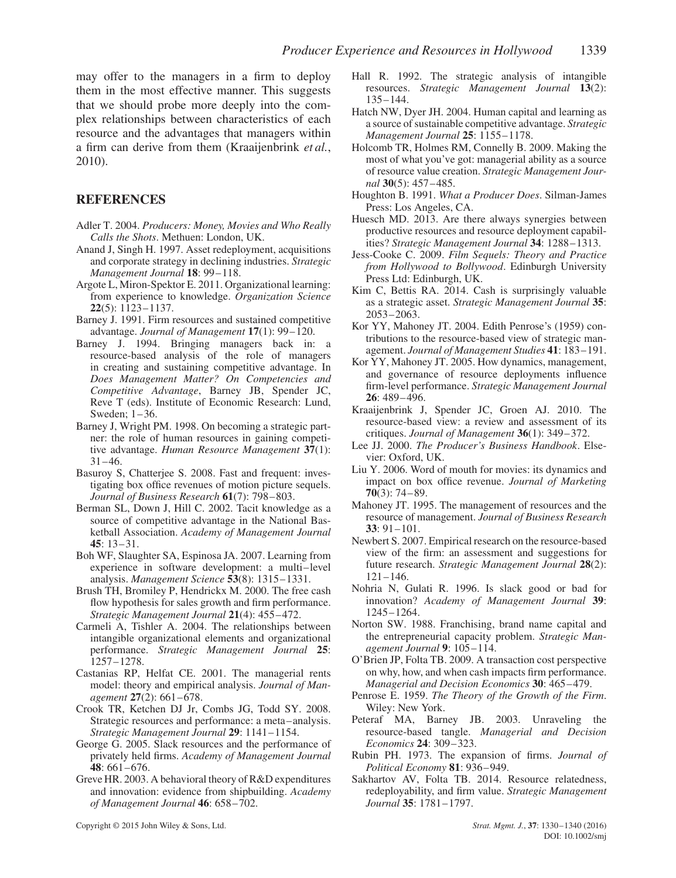may offer to the managers in a firm to deploy them in the most effective manner. This suggests that we should probe more deeply into the complex relationships between characteristics of each resource and the advantages that managers within a firm can derive from them (Kraaijenbrink *et al.*, 2010).

## REFERENCES

Adler T. 2004. *Producers: Money, Movies and Who Really Calls the Shots*. Methuen: London, UK.

Anand J, Singh H. 1997. Asset redeployment, acquisitions and corporate strategy in declining industries. *Strategic Management Journal* **18**: 99–118.

Argote L, Miron-Spektor E. 2011. Organizational learning: from experience to knowledge. *Organization Science* **22**(5): 1123–1137.

Barney J. 1991. Firm resources and sustained competitive advantage. *Journal of Management* **17**(1): 99–120.

Barney J. 1994. Bringing managers back in: a resource-based analysis of the role of managers in creating and sustaining competitive advantage. In *Does Management Matter? On Competencies and Competitive Advantage*, Barney JB, Spender JC, Reve T (eds). Institute of Economic Research: Lund, Sweden; 1–36.

Barney J, Wright PM. 1998. On becoming a strategic partner: the role of human resources in gaining competitive advantage. *Human Resource Management* **37**(1): 31–46.

Basuroy S, Chatterjee S. 2008. Fast and frequent: investigating box office revenues of motion picture sequels. *Journal of Business Research* **61**(7): 798–803.

Berman SL, Down J, Hill C. 2002. Tacit knowledge as a source of competitive advantage in the National Basketball Association. *Academy of Management Journal* **45**: 13–31.

Boh WF, Slaughter SA, Espinosa JA. 2007. Learning from experience in software development: a multi–level analysis. *Management Science* **53**(8): 1315–1331.

Brush TH, Bromiley P, Hendrickx M. 2000. The free cash flow hypothesis for sales growth and firm performance. *Strategic Management Journal* **21**(4): 455–472.

Carmeli A, Tishler A. 2004. The relationships between intangible organizational elements and organizational performance. *Strategic Management Journal* **25**: 1257–1278.

Castanias RP, Helfat CE. 2001. The managerial rents model: theory and empirical analysis. *Journal of Management* **27**(2): 661–678.

Crook TR, Ketchen DJ Jr, Combs JG, Todd SY. 2008. Strategic resources and performance: a meta–analysis. *Strategic Management Journal* **29**: 1141–1154.

George G. 2005. Slack resources and the performance of privately held firms. *Academy of Management Journal* **48**: 661–676.

Greve HR. 2003. A behavioral theory of R&D expenditures and innovation: evidence from shipbuilding. *Academy of Management Journal* **46**: 658–702.

Hall R. 1992. The strategic analysis of intangible resources. *Strategic Management Journal* **13**(2): 135–144.

Hatch NW, Dyer JH. 2004. Human capital and learning as a source of sustainable competitive advantage. *Strategic Management Journal* **25**: 1155–1178.

Holcomb TR, Holmes RM, Connelly B. 2009. Making the most of what you've got: managerial ability as a source of resource value creation. *Strategic Management Journal* **30**(5): 457–485.

Houghton B. 1991. *What a Producer Does*. Silman-James Press: Los Angeles, CA.

Huesch MD. 2013. Are there always synergies between productive resources and resource deployment capabilities? *Strategic Management Journal* **34**: 1288–1313.

Jess-Cooke C. 2009. *Film Sequels: Theory and Practice from Hollywood to Bollywood*. Edinburgh University Press Ltd: Edinburgh, UK.

Kim C, Bettis RA. 2014. Cash is surprisingly valuable as a strategic asset. *Strategic Management Journal* **35**: 2053–2063.

Kor YY, Mahoney JT. 2004. Edith Penrose's (1959) contributions to the resource-based view of strategic management. *Journal of Management Studies* **41**: 183–191.

Kor YY, Mahoney JT. 2005. How dynamics, management, and governance of resource deployments influence firm-level performance. *Strategic Management Journal* **26**: 489–496.

Kraaijenbrink J, Spender JC, Groen AJ. 2010. The resource-based view: a review and assessment of its critiques. *Journal of Management* **36**(1): 349–372.

Lee JJ. 2000. *The Producer's Business Handbook*. Elsevier: Oxford, UK.

Liu Y. 2006. Word of mouth for movies: its dynamics and impact on box office revenue. *Journal of Marketing* **70**(3): 74–89.

Mahoney JT. 1995. The management of resources and the resource of management. *Journal of Business Research* **33**: 91–101.

Newbert S. 2007. Empirical research on the resource-based view of the firm: an assessment and suggestions for future research. *Strategic Management Journal* **28**(2): 121–146.

Nohria N, Gulati R. 1996. Is slack good or bad for innovation? *Academy of Management Journal* **39**: 1245–1264.

Norton SW. 1988. Franchising, brand name capital and the entrepreneurial capacity problem. *Strategic Management Journal* **9**: 105–114.

O'Brien JP, Folta TB. 2009. A transaction cost perspective on why, how, and when cash impacts firm performance. *Managerial and Decision Economics* **30**: 465–479.

Penrose E. 1959. *The Theory of the Growth of the Firm*. Wiley: New York.

Peteraf MA, Barney JB. 2003. Unraveling the resource-based tangle. *Managerial and Decision Economics* **24**: 309–323.

Rubin PH. 1973. The expansion of firms. *Journal of Political Economy* **81**: 936–949.

Sakhartov AV, Folta TB. 2014. Resource relatedness, redeployability, and firm value. *Strategic Management Journal* **35**: 1781–1797.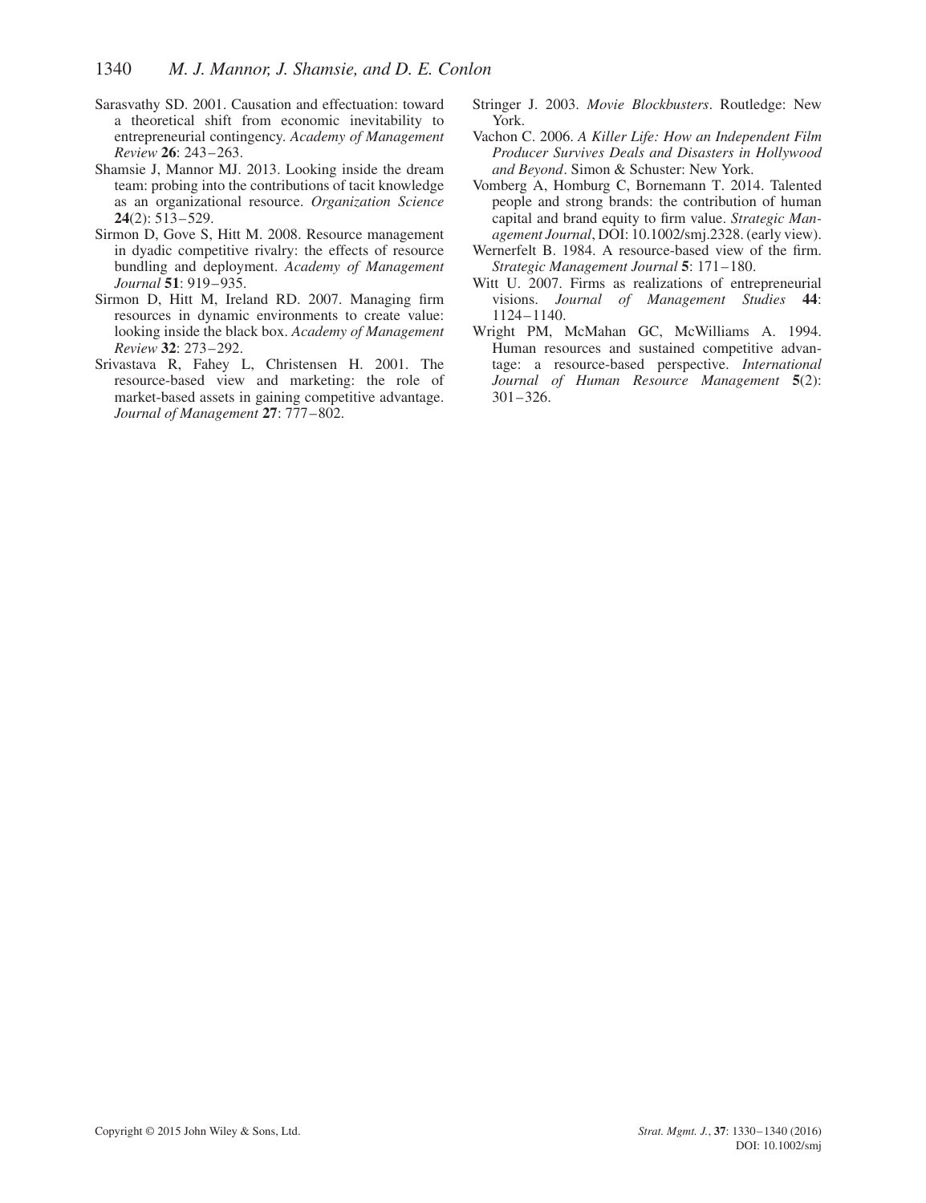Sarasvathy SD. 2001. Causation and effectuation: toward a theoretical shift from economic inevitability to entrepreneurial contingency. *Academy of Management Review* **26**: 243–263.

Shamsie J, Mannor MJ. 2013. Looking inside the dream team: probing into the contributions of tacit knowledge as an organizational resource. *Organization Science* **24**(2): 513–529.

Sirmon D, Gove S, Hitt M. 2008. Resource management in dyadic competitive rivalry: the effects of resource bundling and deployment. *Academy of Management Journal* **51**: 919–935.

Sirmon D, Hitt M, Ireland RD. 2007. Managing firm resources in dynamic environments to create value: looking inside the black box. *Academy of Management Review* **32**: 273–292.

Srivastava R, Fahey L, Christensen H. 2001. The resource-based view and marketing: the role of market-based assets in gaining competitive advantage. *Journal of Management* **27**: 777–802.

Stringer J. 2003. *Movie Blockbusters*. Routledge: New York.

Vachon C. 2006. *A Killer Life: How an Independent Film Producer Survives Deals and Disasters in Hollywood and Beyond*. Simon & Schuster: New York.

Vomberg A, Homburg C, Bornemann T. 2014. Talented people and strong brands: the contribution of human capital and brand equity to firm value. *Strategic Management Journal*, DOI: 10.1002/smj.2328. (early view).

Wernerfelt B. 1984. A resource-based view of the firm. *Strategic Management Journal* **5**: 171–180.

Witt U. 2007. Firms as realizations of entrepreneurial visions. *Journal of Management Studies* **44**: 1124–1140.

Wright PM, McMahan GC, McWilliams A. 1994. Human resources and sustained competitive advantage: a resource-based perspective. *International Journal of Human Resource Management* **5**(2): 301–326.